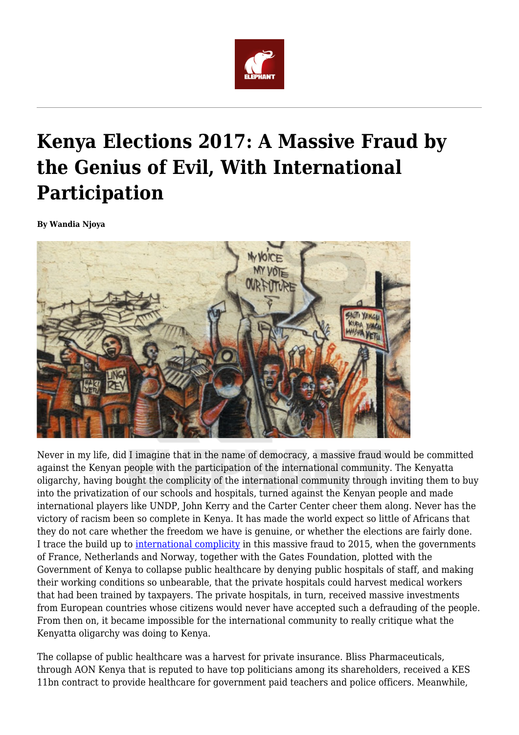# Kenya Elections 2017: A Massive Fraud by the Genius of Evil, With International Participation

**By Wandia Njoya**

Never in my life, did I imagine that in the name of democracy, a massive fraud would be committed against the Kenyan people with the participation of the international community. The Kenyatta oligarchy, having bought the complicity of the international community through inviting them to buy into the privatization of our schools and hospitals, turned against the Kenyan people and made international players like UNDP, John Kerry and the Carter Center cheer them along. Never has the victory of racism been so complete in Kenya. It has made the world expect so little of Africans that they do not care whether the freedom we have is genuine, or whether the elections are fairly done. I trace the build up to international complicity in this massive fraud to 2015, when the governments of France, Netherlands and Norway, together with the Gates Foundation, plotted with the Government of Kenya to collapse public healthcare by denying public hospitals of staff, and making their working conditions so unbearable, that the private hospitals could harvest medical workers that had been trained by taxpayers. The private hospitals, in turn, received massive investments from European countries whose citizens would never have accepted such a defrauding of the people. From then on, it became impossible for the international community to really critique what the Kenyatta oligarchy was doing to Kenya.

The collapse of public healthcare was a harvest for private insurance. Bliss Pharmaceuticals, through AON Kenya that is reputed to have top politicians among its shareholders, received a KES 11bn contract to provide healthcare for government paid teachers and police officers. Meanwhile,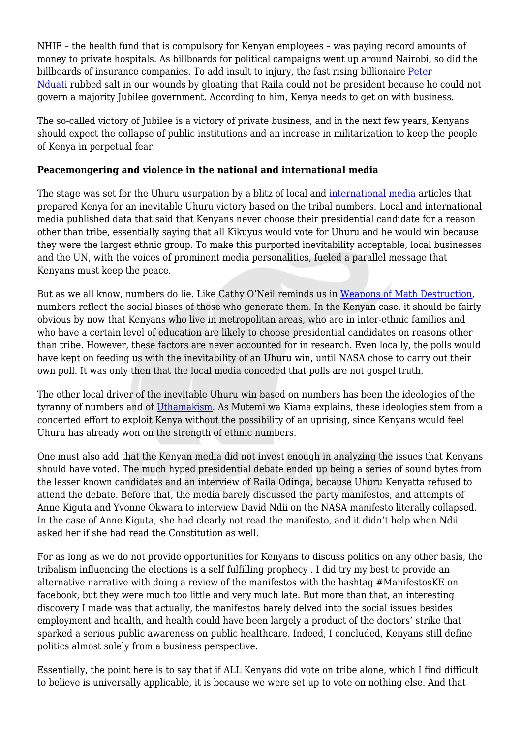NHIF – the health fund that is compulsory for Kenyan employees – was paying record amounts of money to private hospitals. As billboards for political campaigns went up around Nairobi, so did the billboards of insurance companies. To add insult to injury, the fast rising billionaire Peter Nduati rubbed salt in our wounds by gloating that Raila could not be president because he could not govern a majority Jubilee government. According to him, Kenya needs to get on with business.

The so-called victory of Jubilee is a victory of private business, and in the next few years, Kenyans should expect the collapse of public institutions and an increase in militarization to keep the people of Kenya in perpetual fear.

**Peacemongering and violence in the national and international media**

The stage was set for the Uhuru usurpation by a blitz of local and international media articles that prepared Kenya for an inevitable Uhuru victory based on the tribal numbers. Local and international media published data that said that Kenyans never choose their presidential candidate for a reason other than tribe, essentially saying that all Kikuyus would vote for Uhuru and he would win because they were the largest ethnic group. To make this purported inevitability acceptable, local businesses and the UN, with the voices of prominent media personalities, fueled a parallel message that Kenyans must keep the peace.

But as we all know, numbers do lie. Like Cathy O'Neil reminds us in Weapons of Math Destruction, numbers reflect the social biases of those who generate them. In the Kenyan case, it should be fairly obvious by now that Kenyans who live in metropolitan areas, who are in inter-ethnic families and who have a certain level of education are likely to choose presidential candidates on reasons other than tribe. However, these factors are never accounted for in research. Even locally, the polls would have kept on feeding us with the inevitability of an Uhuru win, until NASA chose to carry out their own poll. It was only then that the local media conceded that polls are not gospel truth.

The other local driver of the inevitable Uhuru win based on numbers has been the ideologies of the tyranny of numbers and of Uthamakism. As Mutemi wa Kiama explains, these ideologies stem from a concerted effort to exploit Kenya without the possibility of an uprising, since Kenyans would feel Uhuru has already won on the strength of ethnic numbers.

One must also add that the Kenyan media did not invest enough in analyzing the issues that Kenyans should have voted. The much hyped presidential debate ended up being a series of sound bytes from the lesser known candidates and an interview of Raila Odinga, because Uhuru Kenyatta refused to attend the debate. Before that, the media barely discussed the party manifestos, and attempts of Anne Kiguta and Yvonne Okwara to interview David Ndii on the NASA manifesto literally collapsed. In the case of Anne Kiguta, she had clearly not read the manifesto, and it didn't help when Ndii asked her if she had read the Constitution as well.

For as long as we do not provide opportunities for Kenyans to discuss politics on any other basis, the tribalism influencing the elections is a self fulfilling prophecy . I did try my best to provide an alternative narrative with doing a review of the manifestos with the hashtag #ManifestosKE on facebook, but they were much too little and very much late. But more than that, an interesting discovery I made was that actually, the manifestos barely delved into the social issues besides employment and health, and health could have been largely a product of the doctors' strike that sparked a serious public awareness on public healthcare. Indeed, I concluded, Kenyans still define politics almost solely from a business perspective.

Essentially, the point here is to say that if ALL Kenyans did vote on tribe alone, which I find difficult to believe is universally applicable, it is because we were set up to vote on nothing else. And that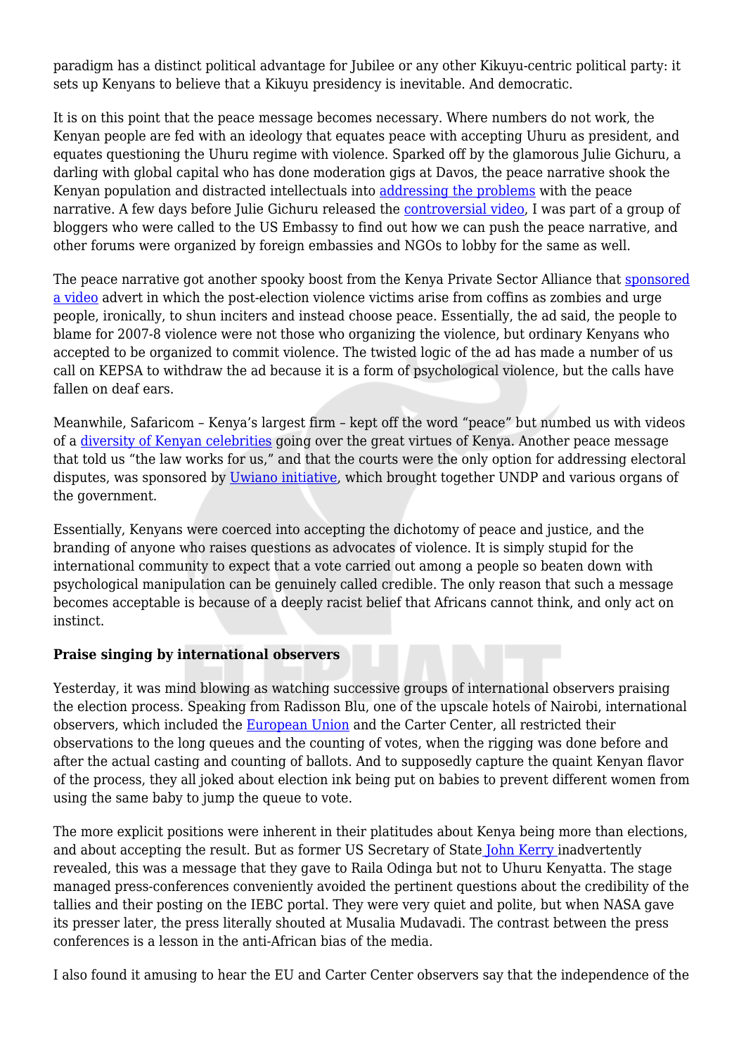paradigm has a distinct political advantage for Jubilee or any other Kikuyu-centric political party: it sets up Kenyans to believe that a Kikuyu presidency is inevitable. And democratic.

It is on this point that the peace message becomes necessary. Where numbers do not work, the Kenyan people are fed with an ideology that equates peace with accepting Uhuru as president, and equates questioning the Uhuru regime with violence. Sparked off by the glamorous Julie Gichuru, a darling with global capital who has done moderation gigs at Davos, the peace narrative shook the Kenyan population and distracted intellectuals into addressing the problems with the peace narrative. A few days before Julie Gichuru released the controversial video, I was part of a group of bloggers who were called to the US Embassy to find out how we can push the peace narrative, and other forums were organized by foreign embassies and NGOs to lobby for the same as well.

The peace narrative got another spooky boost from the Kenya Private Sector Alliance that sponsored a video advert in which the post-election violence victims arise from coffins as zombies and urge people, ironically, to shun inciters and instead choose peace. Essentially, the ad said, the people to blame for 2007-8 violence were not those who organizing the violence, but ordinary Kenyans who accepted to be organized to commit violence. The twisted logic of the ad has made a number of us call on KEPSA to withdraw the ad because it is a form of psychological violence, but the calls have fallen on deaf ears.

Meanwhile, Safaricom – Kenya's largest firm – kept off the word "peace" but numbed us with videos of a diversity of Kenyan celebrities going over the great virtues of Kenya. Another peace message that told us "the law works for us," and that the courts were the only option for addressing electoral disputes, was sponsored by Uwiano initiative, which brought together UNDP and various organs of the government.

Essentially, Kenyans were coerced into accepting the dichotomy of peace and justice, and the branding of anyone who raises questions as advocates of violence. It is simply stupid for the international community to expect that a vote carried out among a people so beaten down with psychological manipulation can be genuinely called credible. The only reason that such a message becomes acceptable is because of a deeply racist belief that Africans cannot think, and only act on instinct.

**Praise singing by international observers**

Yesterday, it was mind blowing as watching successive groups of international observers praising the election process. Speaking from Radisson Blu, one of the upscale hotels of Nairobi, international observers, which included the European Union and the Carter Center, all restricted their observations to the long queues and the counting of votes, when the rigging was done before and after the actual casting and counting of ballots. And to supposedly capture the quaint Kenyan flavor of the process, they all joked about election ink being put on babies to prevent different women from using the same baby to jump the queue to vote.

The more explicit positions were inherent in their platitudes about Kenya being more than elections, and about accepting the result. But as former US Secretary of State John Kerry inadvertently revealed, this was a message that they gave to Raila Odinga but not to Uhuru Kenyatta. The stage managed press-conferences conveniently avoided the pertinent questions about the credibility of the tallies and their posting on the IEBC portal. They were very quiet and polite, but when NASA gave its presser later, the press literally shouted at Musalia Mudavadi. The contrast between the press conferences is a lesson in the anti-African bias of the media.

I also found it amusing to hear the EU and Carter Center observers say that the independence of the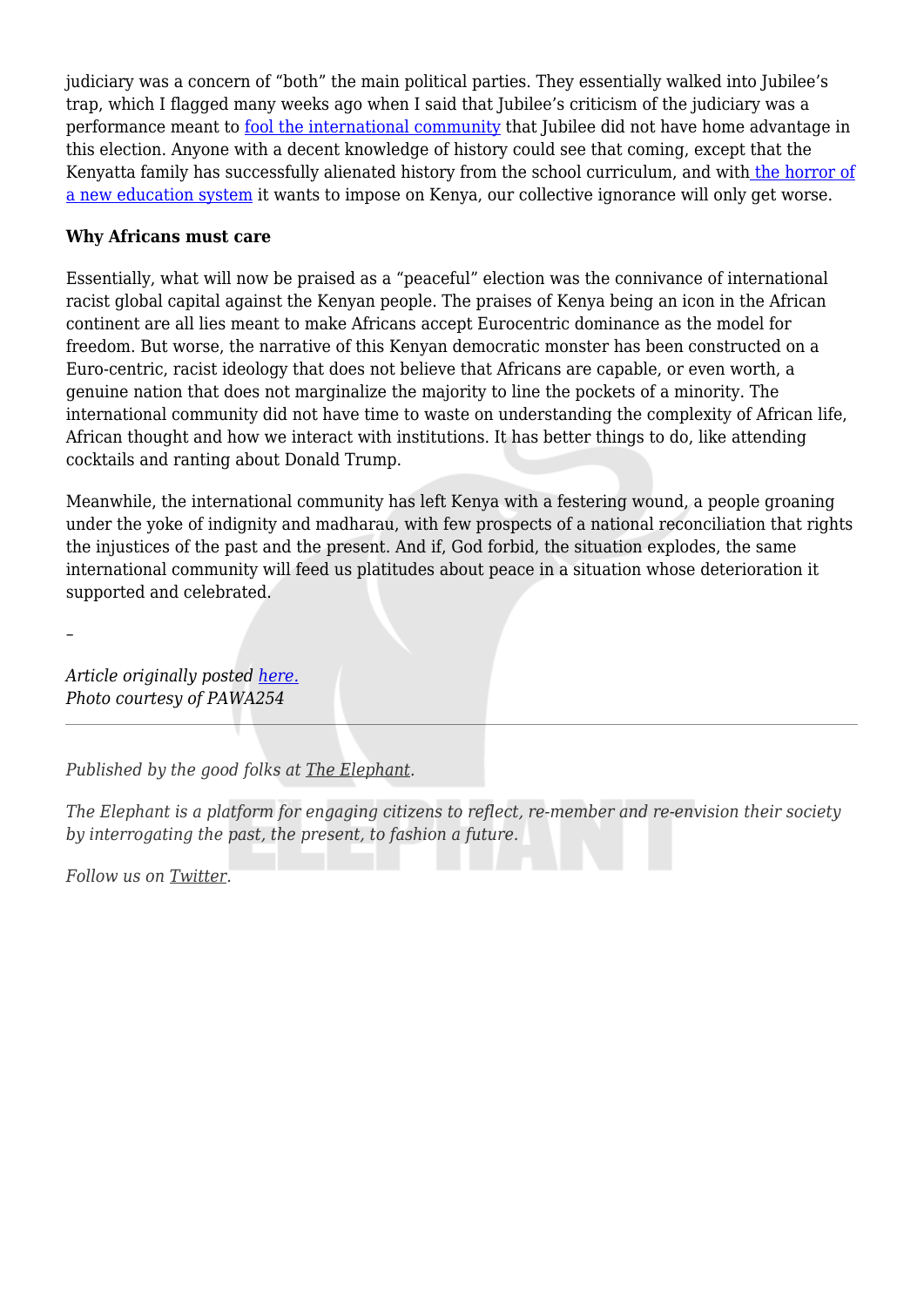judiciary was a concern of "both" the main political parties. They essentially walked into Jubilee's trap, which I flagged many weeks ago when I said that Jubilee's criticism of the judiciary was a performance meant to fool the international community that Jubilee did not have home advantage in this election. Anyone with a decent knowledge of history could see that coming, except that the Kenyatta family has successfully alienated history from the school curriculum, and with the horror of a new education system it wants to impose on Kenya, our collective ignorance will only get worse.

**Why Africans must care**

Essentially, what will now be praised as a "peaceful" election was the connivance of international racist global capital against the Kenyan people. The praises of Kenya being an icon in the African continent are all lies meant to make Africans accept Eurocentric dominance as the model for freedom. But worse, the narrative of this Kenyan democratic monster has been constructed on a Euro-centric, racist ideology that does not believe that Africans are capable, or even worth, a genuine nation that does not marginalize the majority to line the pockets of a minority. The international community did not have time to waste on understanding the complexity of African life, African thought and how we interact with institutions. It has better things to do, like attending cocktails and ranting about Donald Trump.

Meanwhile, the international community has left Kenya with a festering wound, a people groaning under the yoke of indignity and madharau, with few prospects of a national reconciliation that rights the injustices of the past and the present. And if, God forbid, the situation explodes, the same international community will feed us platitudes about peace in a situation whose deterioration it supported and celebrated.

–

*Article originally posted here.*
*Photo courtesy of PAWA254*

---

*Published by the good folks at The Elephant.*

*The Elephant is a platform for engaging citizens to reflect, re-member and re-envision their society by interrogating the past, the present, to fashion a future.*

*Follow us on Twitter.*